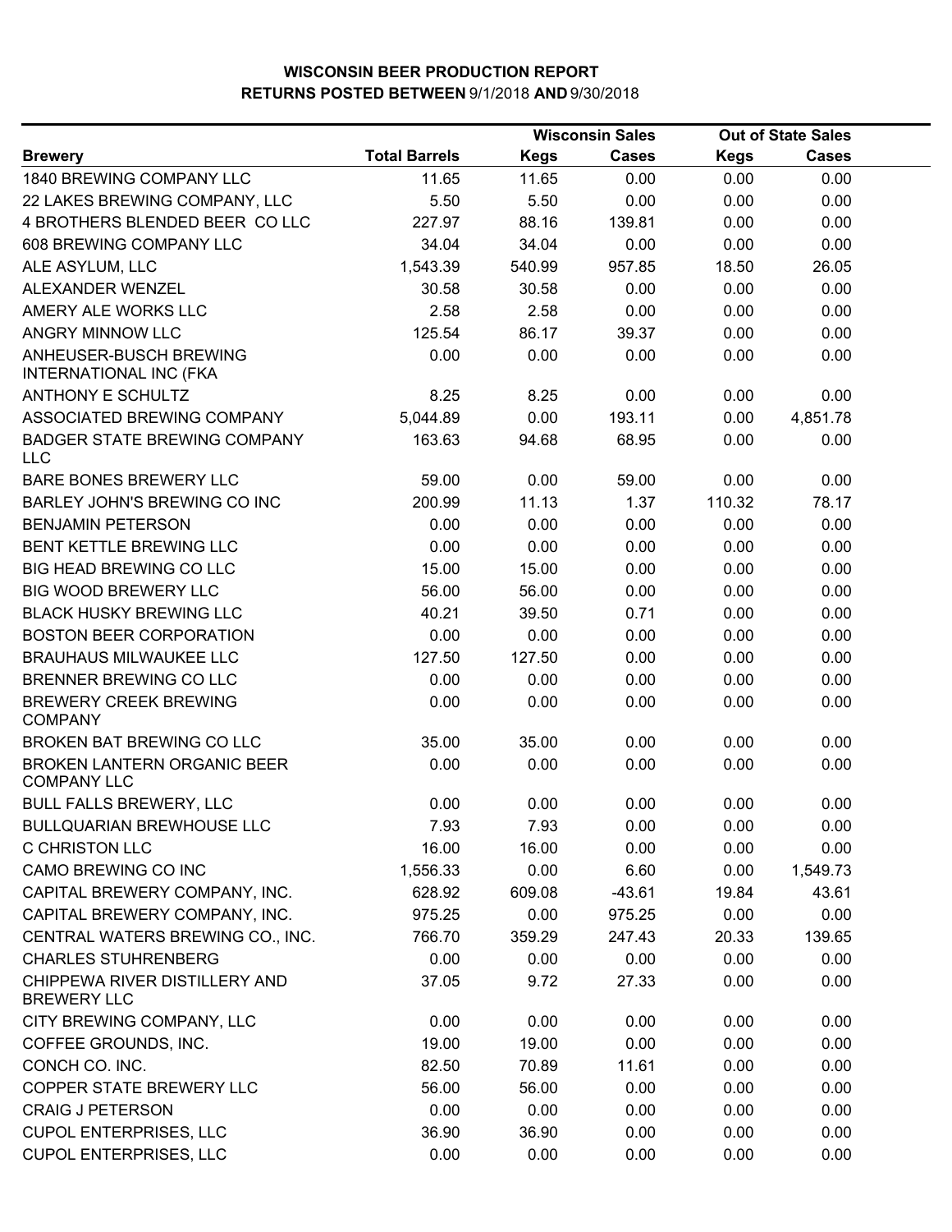# WISCONSIN BEER PRODUCTION REPORT
## RETURNS POSTED BETWEEN 9/1/2018 AND 9/30/2018

| | | Wisconsin Sales | | Out of State Sales | |
|---|---|---|---|---|---|
| **Brewery** | **Total Barrels** | **Kegs** | **Cases** | **Kegs** | **Cases** |
| 1840 BREWING COMPANY LLC | 11.65 | 11.65 | 0.00 | 0.00 | 0.00 |
| 22 LAKES BREWING COMPANY, LLC | 5.50 | 5.50 | 0.00 | 0.00 | 0.00 |
| 4 BROTHERS BLENDED BEER CO LLC | 227.97 | 88.16 | 139.81 | 0.00 | 0.00 |
| 608 BREWING COMPANY LLC | 34.04 | 34.04 | 0.00 | 0.00 | 0.00 |
| ALE ASYLUM, LLC | 1,543.39 | 540.99 | 957.85 | 18.50 | 26.05 |
| ALEXANDER WENZEL | 30.58 | 30.58 | 0.00 | 0.00 | 0.00 |
| AMERY ALE WORKS LLC | 2.58 | 2.58 | 0.00 | 0.00 | 0.00 |
| ANGRY MINNOW LLC | 125.54 | 86.17 | 39.37 | 0.00 | 0.00 |
| ANHEUSER-BUSCH BREWING INTERNATIONAL INC (FKA | 0.00 | 0.00 | 0.00 | 0.00 | 0.00 |
| ANTHONY E SCHULTZ | 8.25 | 8.25 | 0.00 | 0.00 | 0.00 |
| ASSOCIATED BREWING COMPANY | 5,044.89 | 0.00 | 193.11 | 0.00 | 4,851.78 |
| BADGER STATE BREWING COMPANY LLC | 163.63 | 94.68 | 68.95 | 0.00 | 0.00 |
| BARE BONES BREWERY LLC | 59.00 | 0.00 | 59.00 | 0.00 | 0.00 |
| BARLEY JOHN'S BREWING CO INC | 200.99 | 11.13 | 1.37 | 110.32 | 78.17 |
| BENJAMIN PETERSON | 0.00 | 0.00 | 0.00 | 0.00 | 0.00 |
| BENT KETTLE BREWING LLC | 0.00 | 0.00 | 0.00 | 0.00 | 0.00 |
| BIG HEAD BREWING CO LLC | 15.00 | 15.00 | 0.00 | 0.00 | 0.00 |
| BIG WOOD BREWERY LLC | 56.00 | 56.00 | 0.00 | 0.00 | 0.00 |
| BLACK HUSKY BREWING LLC | 40.21 | 39.50 | 0.71 | 0.00 | 0.00 |
| BOSTON BEER CORPORATION | 0.00 | 0.00 | 0.00 | 0.00 | 0.00 |
| BRAUHAUS MILWAUKEE LLC | 127.50 | 127.50 | 0.00 | 0.00 | 0.00 |
| BRENNER BREWING CO LLC | 0.00 | 0.00 | 0.00 | 0.00 | 0.00 |
| BREWERY CREEK BREWING COMPANY | 0.00 | 0.00 | 0.00 | 0.00 | 0.00 |
| BROKEN BAT BREWING CO LLC | 35.00 | 35.00 | 0.00 | 0.00 | 0.00 |
| BROKEN LANTERN ORGANIC BEER COMPANY LLC | 0.00 | 0.00 | 0.00 | 0.00 | 0.00 |
| BULL FALLS BREWERY, LLC | 0.00 | 0.00 | 0.00 | 0.00 | 0.00 |
| BULLQUARIAN BREWHOUSE LLC | 7.93 | 7.93 | 0.00 | 0.00 | 0.00 |
| C CHRISTON LLC | 16.00 | 16.00 | 0.00 | 0.00 | 0.00 |
| CAMO BREWING CO INC | 1,556.33 | 0.00 | 6.60 | 0.00 | 1,549.73 |
| CAPITAL BREWERY COMPANY, INC. | 628.92 | 609.08 | -43.61 | 19.84 | 43.61 |
| CAPITAL BREWERY COMPANY, INC. | 975.25 | 0.00 | 975.25 | 0.00 | 0.00 |
| CENTRAL WATERS BREWING CO., INC. | 766.70 | 359.29 | 247.43 | 20.33 | 139.65 |
| CHARLES STUHRENBERG | 0.00 | 0.00 | 0.00 | 0.00 | 0.00 |
| CHIPPEWA RIVER DISTILLERY AND BREWERY LLC | 37.05 | 9.72 | 27.33 | 0.00 | 0.00 |
| CITY BREWING COMPANY, LLC | 0.00 | 0.00 | 0.00 | 0.00 | 0.00 |
| COFFEE GROUNDS, INC. | 19.00 | 19.00 | 0.00 | 0.00 | 0.00 |
| CONCH CO. INC. | 82.50 | 70.89 | 11.61 | 0.00 | 0.00 |
| COPPER STATE BREWERY LLC | 56.00 | 56.00 | 0.00 | 0.00 | 0.00 |
| CRAIG J PETERSON | 0.00 | 0.00 | 0.00 | 0.00 | 0.00 |
| CUPOL ENTERPRISES, LLC | 36.90 | 36.90 | 0.00 | 0.00 | 0.00 |
| CUPOL ENTERPRISES, LLC | 0.00 | 0.00 | 0.00 | 0.00 | 0.00 |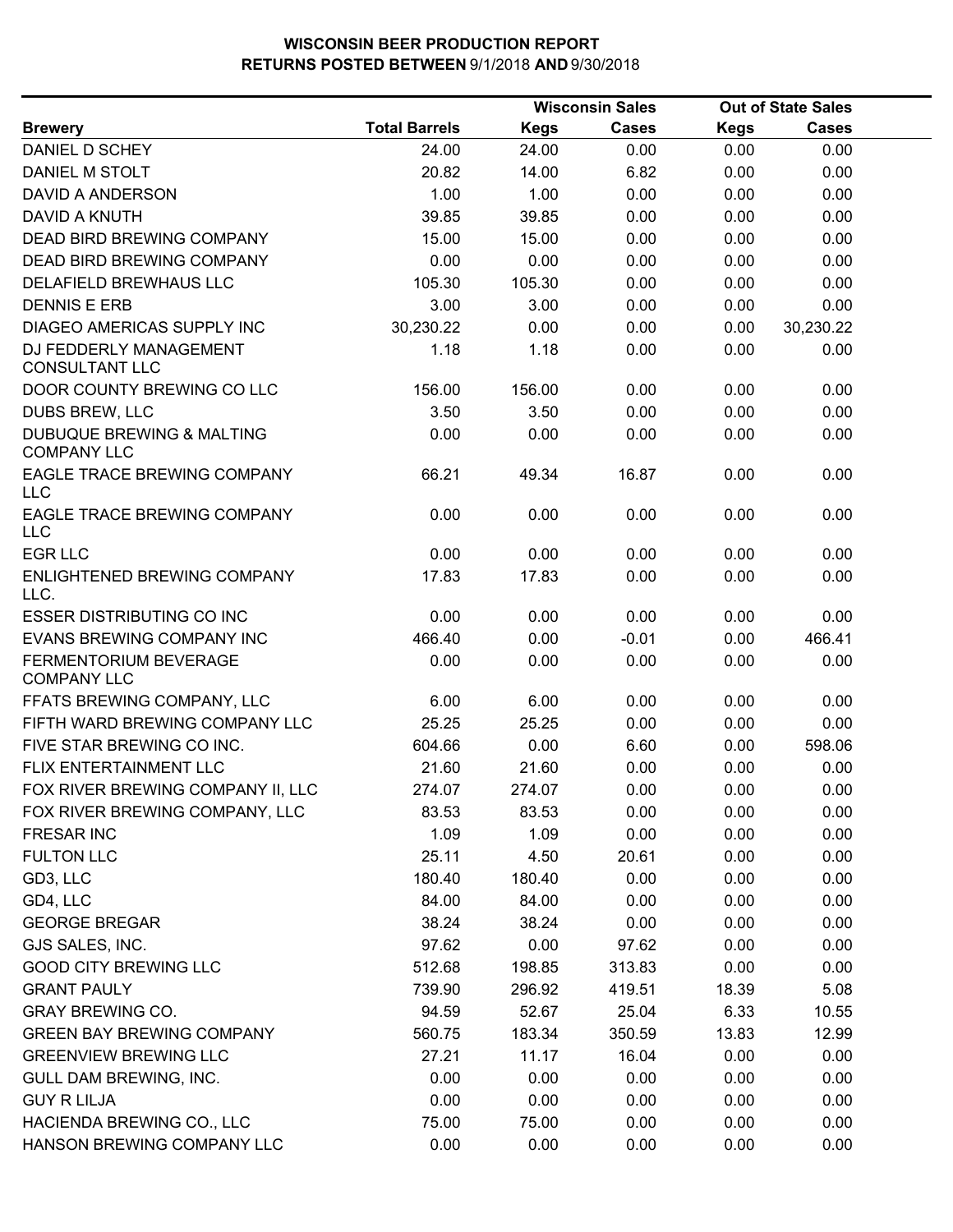**WISCONSIN BEER PRODUCTION REPORT**
**RETURNS POSTED BETWEEN 9/1/2018 AND 9/30/2018**

| Brewery | Total Barrels | Wisconsin Sales Kegs | Wisconsin Sales Cases | Out of State Sales Kegs | Out of State Sales Cases |
|---|---|---|---|---|---|
| DANIEL D SCHEY | 24.00 | 24.00 | 0.00 | 0.00 | 0.00 |
| DANIEL M STOLT | 20.82 | 14.00 | 6.82 | 0.00 | 0.00 |
| DAVID A ANDERSON | 1.00 | 1.00 | 0.00 | 0.00 | 0.00 |
| DAVID A KNUTH | 39.85 | 39.85 | 0.00 | 0.00 | 0.00 |
| DEAD BIRD BREWING COMPANY | 15.00 | 15.00 | 0.00 | 0.00 | 0.00 |
| DEAD BIRD BREWING COMPANY | 0.00 | 0.00 | 0.00 | 0.00 | 0.00 |
| DELAFIELD BREWHAUS LLC | 105.30 | 105.30 | 0.00 | 0.00 | 0.00 |
| DENNIS E ERB | 3.00 | 3.00 | 0.00 | 0.00 | 0.00 |
| DIAGEO AMERICAS SUPPLY INC | 30,230.22 | 0.00 | 0.00 | 0.00 | 30,230.22 |
| DJ FEDDERLY MANAGEMENT CONSULTANT LLC | 1.18 | 1.18 | 0.00 | 0.00 | 0.00 |
| DOOR COUNTY BREWING CO LLC | 156.00 | 156.00 | 0.00 | 0.00 | 0.00 |
| DUBS BREW, LLC | 3.50 | 3.50 | 0.00 | 0.00 | 0.00 |
| DUBUQUE BREWING & MALTING COMPANY LLC | 0.00 | 0.00 | 0.00 | 0.00 | 0.00 |
| EAGLE TRACE BREWING COMPANY LLC | 66.21 | 49.34 | 16.87 | 0.00 | 0.00 |
| EAGLE TRACE BREWING COMPANY LLC | 0.00 | 0.00 | 0.00 | 0.00 | 0.00 |
| EGR LLC | 0.00 | 0.00 | 0.00 | 0.00 | 0.00 |
| ENLIGHTENED BREWING COMPANY LLC. | 17.83 | 17.83 | 0.00 | 0.00 | 0.00 |
| ESSER DISTRIBUTING CO INC | 0.00 | 0.00 | 0.00 | 0.00 | 0.00 |
| EVANS BREWING COMPANY INC | 466.40 | 0.00 | -0.01 | 0.00 | 466.41 |
| FERMENTORIUM BEVERAGE COMPANY LLC | 0.00 | 0.00 | 0.00 | 0.00 | 0.00 |
| FFATS BREWING COMPANY, LLC | 6.00 | 6.00 | 0.00 | 0.00 | 0.00 |
| FIFTH WARD BREWING COMPANY LLC | 25.25 | 25.25 | 0.00 | 0.00 | 0.00 |
| FIVE STAR BREWING CO INC. | 604.66 | 0.00 | 6.60 | 0.00 | 598.06 |
| FLIX ENTERTAINMENT LLC | 21.60 | 21.60 | 0.00 | 0.00 | 0.00 |
| FOX RIVER BREWING COMPANY II, LLC | 274.07 | 274.07 | 0.00 | 0.00 | 0.00 |
| FOX RIVER BREWING COMPANY, LLC | 83.53 | 83.53 | 0.00 | 0.00 | 0.00 |
| FRESAR INC | 1.09 | 1.09 | 0.00 | 0.00 | 0.00 |
| FULTON LLC | 25.11 | 4.50 | 20.61 | 0.00 | 0.00 |
| GD3, LLC | 180.40 | 180.40 | 0.00 | 0.00 | 0.00 |
| GD4, LLC | 84.00 | 84.00 | 0.00 | 0.00 | 0.00 |
| GEORGE BREGAR | 38.24 | 38.24 | 0.00 | 0.00 | 0.00 |
| GJS SALES, INC. | 97.62 | 0.00 | 97.62 | 0.00 | 0.00 |
| GOOD CITY BREWING LLC | 512.68 | 198.85 | 313.83 | 0.00 | 0.00 |
| GRANT PAULY | 739.90 | 296.92 | 419.51 | 18.39 | 5.08 |
| GRAY BREWING CO. | 94.59 | 52.67 | 25.04 | 6.33 | 10.55 |
| GREEN BAY BREWING COMPANY | 560.75 | 183.34 | 350.59 | 13.83 | 12.99 |
| GREENVIEW BREWING LLC | 27.21 | 11.17 | 16.04 | 0.00 | 0.00 |
| GULL DAM BREWING, INC. | 0.00 | 0.00 | 0.00 | 0.00 | 0.00 |
| GUY R LILJA | 0.00 | 0.00 | 0.00 | 0.00 | 0.00 |
| HACIENDA BREWING CO., LLC | 75.00 | 75.00 | 0.00 | 0.00 | 0.00 |
| HANSON BREWING COMPANY LLC | 0.00 | 0.00 | 0.00 | 0.00 | 0.00 |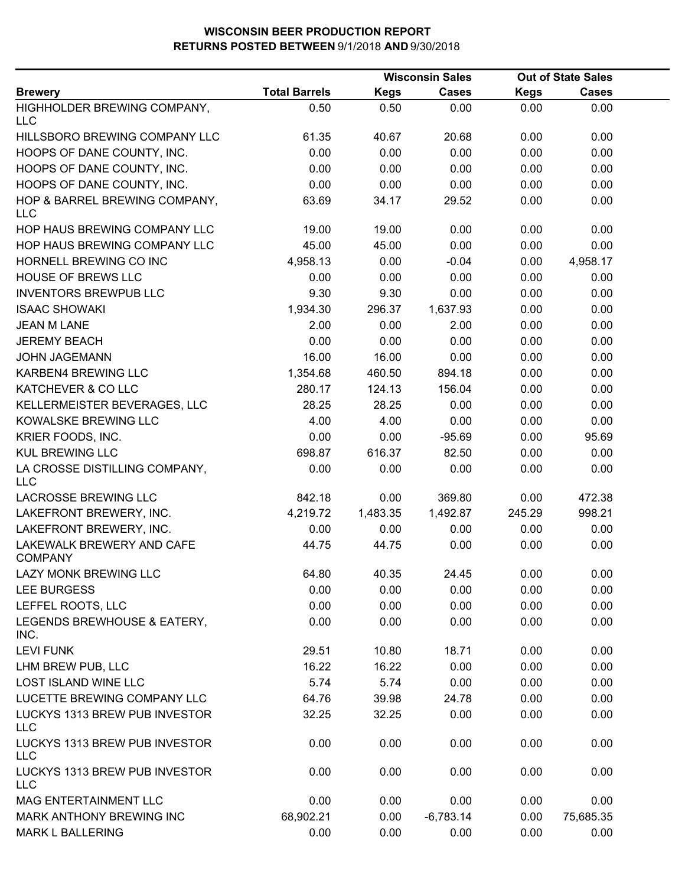# WISCONSIN BEER PRODUCTION REPORT
## RETURNS POSTED BETWEEN 9/1/2018 AND 9/30/2018

| Brewery | Total Barrels | Wisconsin Sales | | Out of State Sales | |
|---|---|---|---|---|---|
| | | Kegs | Cases | Kegs | Cases |
| HIGHHOLDER BREWING COMPANY, LLC | 0.50 | 0.50 | 0.00 | 0.00 | 0.00 |
| HILLSBORO BREWING COMPANY LLC | 61.35 | 40.67 | 20.68 | 0.00 | 0.00 |
| HOOPS OF DANE COUNTY, INC. | 0.00 | 0.00 | 0.00 | 0.00 | 0.00 |
| HOOPS OF DANE COUNTY, INC. | 0.00 | 0.00 | 0.00 | 0.00 | 0.00 |
| HOOPS OF DANE COUNTY, INC. | 0.00 | 0.00 | 0.00 | 0.00 | 0.00 |
| HOP & BARREL BREWING COMPANY, LLC | 63.69 | 34.17 | 29.52 | 0.00 | 0.00 |
| HOP HAUS BREWING COMPANY LLC | 19.00 | 19.00 | 0.00 | 0.00 | 0.00 |
| HOP HAUS BREWING COMPANY LLC | 45.00 | 45.00 | 0.00 | 0.00 | 0.00 |
| HORNELL BREWING CO INC | 4,958.13 | 0.00 | -0.04 | 0.00 | 4,958.17 |
| HOUSE OF BREWS LLC | 0.00 | 0.00 | 0.00 | 0.00 | 0.00 |
| INVENTORS BREWPUB LLC | 9.30 | 9.30 | 0.00 | 0.00 | 0.00 |
| ISAAC SHOWAKI | 1,934.30 | 296.37 | 1,637.93 | 0.00 | 0.00 |
| JEAN M LANE | 2.00 | 0.00 | 2.00 | 0.00 | 0.00 |
| JEREMY BEACH | 0.00 | 0.00 | 0.00 | 0.00 | 0.00 |
| JOHN JAGEMANN | 16.00 | 16.00 | 0.00 | 0.00 | 0.00 |
| KARBEN4 BREWING LLC | 1,354.68 | 460.50 | 894.18 | 0.00 | 0.00 |
| KATCHEVER & CO LLC | 280.17 | 124.13 | 156.04 | 0.00 | 0.00 |
| KELLERMEISTER BEVERAGES, LLC | 28.25 | 28.25 | 0.00 | 0.00 | 0.00 |
| KOWALSKE BREWING LLC | 4.00 | 4.00 | 0.00 | 0.00 | 0.00 |
| KRIER FOODS, INC. | 0.00 | 0.00 | -95.69 | 0.00 | 95.69 |
| KUL BREWING LLC | 698.87 | 616.37 | 82.50 | 0.00 | 0.00 |
| LA CROSSE DISTILLING COMPANY, LLC | 0.00 | 0.00 | 0.00 | 0.00 | 0.00 |
| LACROSSE BREWING LLC | 842.18 | 0.00 | 369.80 | 0.00 | 472.38 |
| LAKEFRONT BREWERY, INC. | 4,219.72 | 1,483.35 | 1,492.87 | 245.29 | 998.21 |
| LAKEFRONT BREWERY, INC. | 0.00 | 0.00 | 0.00 | 0.00 | 0.00 |
| LAKEWALK BREWERY AND CAFE COMPANY | 44.75 | 44.75 | 0.00 | 0.00 | 0.00 |
| LAZY MONK BREWING LLC | 64.80 | 40.35 | 24.45 | 0.00 | 0.00 |
| LEE BURGESS | 0.00 | 0.00 | 0.00 | 0.00 | 0.00 |
| LEFFEL ROOTS, LLC | 0.00 | 0.00 | 0.00 | 0.00 | 0.00 |
| LEGENDS BREWHOUSE & EATERY, INC. | 0.00 | 0.00 | 0.00 | 0.00 | 0.00 |
| LEVI FUNK | 29.51 | 10.80 | 18.71 | 0.00 | 0.00 |
| LHM BREW PUB, LLC | 16.22 | 16.22 | 0.00 | 0.00 | 0.00 |
| LOST ISLAND WINE LLC | 5.74 | 5.74 | 0.00 | 0.00 | 0.00 |
| LUCETTE BREWING COMPANY LLC | 64.76 | 39.98 | 24.78 | 0.00 | 0.00 |
| LUCKYS 1313 BREW PUB INVESTOR LLC | 32.25 | 32.25 | 0.00 | 0.00 | 0.00 |
| LUCKYS 1313 BREW PUB INVESTOR LLC | 0.00 | 0.00 | 0.00 | 0.00 | 0.00 |
| LUCKYS 1313 BREW PUB INVESTOR LLC | 0.00 | 0.00 | 0.00 | 0.00 | 0.00 |
| MAG ENTERTAINMENT LLC | 0.00 | 0.00 | 0.00 | 0.00 | 0.00 |
| MARK ANTHONY BREWING INC | 68,902.21 | 0.00 | -6,783.14 | 0.00 | 75,685.35 |
| MARK L BALLERING | 0.00 | 0.00 | 0.00 | 0.00 | 0.00 |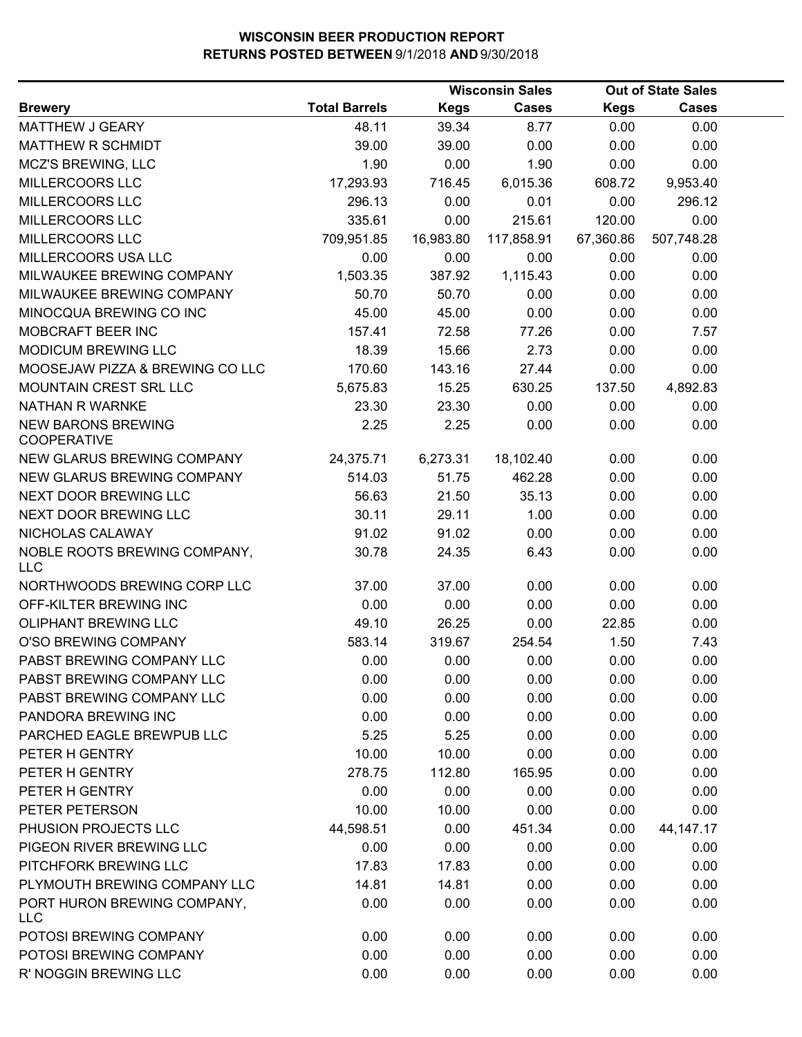# WISCONSIN BEER PRODUCTION REPORT
## RETURNS POSTED BETWEEN 9/1/2018 AND 9/30/2018

| | | Wisconsin Sales | | Out of State Sales | |
|---|---|---|---|---|---|
| **Brewery** | **Total Barrels** | **Kegs** | **Cases** | **Kegs** | **Cases** |
| MATTHEW J GEARY | 48.11 | 39.34 | 8.77 | 0.00 | 0.00 |
| MATTHEW R SCHMIDT | 39.00 | 39.00 | 0.00 | 0.00 | 0.00 |
| MCZ'S BREWING, LLC | 1.90 | 0.00 | 1.90 | 0.00 | 0.00 |
| MILLERCOORS LLC | 17,293.93 | 716.45 | 6,015.36 | 608.72 | 9,953.40 |
| MILLERCOORS LLC | 296.13 | 0.00 | 0.01 | 0.00 | 296.12 |
| MILLERCOORS LLC | 335.61 | 0.00 | 215.61 | 120.00 | 0.00 |
| MILLERCOORS LLC | 709,951.85 | 16,983.80 | 117,858.91 | 67,360.86 | 507,748.28 |
| MILLERCOORS USA LLC | 0.00 | 0.00 | 0.00 | 0.00 | 0.00 |
| MILWAUKEE BREWING COMPANY | 1,503.35 | 387.92 | 1,115.43 | 0.00 | 0.00 |
| MILWAUKEE BREWING COMPANY | 50.70 | 50.70 | 0.00 | 0.00 | 0.00 |
| MINOCQUA BREWING CO INC | 45.00 | 45.00 | 0.00 | 0.00 | 0.00 |
| MOBCRAFT BEER INC | 157.41 | 72.58 | 77.26 | 0.00 | 7.57 |
| MODICUM BREWING LLC | 18.39 | 15.66 | 2.73 | 0.00 | 0.00 |
| MOOSEJAW PIZZA & BREWING CO LLC | 170.60 | 143.16 | 27.44 | 0.00 | 0.00 |
| MOUNTAIN CREST SRL LLC | 5,675.83 | 15.25 | 630.25 | 137.50 | 4,892.83 |
| NATHAN R WARNKE | 23.30 | 23.30 | 0.00 | 0.00 | 0.00 |
| NEW BARONS BREWING COOPERATIVE | 2.25 | 2.25 | 0.00 | 0.00 | 0.00 |
| NEW GLARUS BREWING COMPANY | 24,375.71 | 6,273.31 | 18,102.40 | 0.00 | 0.00 |
| NEW GLARUS BREWING COMPANY | 514.03 | 51.75 | 462.28 | 0.00 | 0.00 |
| NEXT DOOR BREWING LLC | 56.63 | 21.50 | 35.13 | 0.00 | 0.00 |
| NEXT DOOR BREWING LLC | 30.11 | 29.11 | 1.00 | 0.00 | 0.00 |
| NICHOLAS CALAWAY | 91.02 | 91.02 | 0.00 | 0.00 | 0.00 |
| NOBLE ROOTS BREWING COMPANY, LLC | 30.78 | 24.35 | 6.43 | 0.00 | 0.00 |
| NORTHWOODS BREWING CORP LLC | 37.00 | 37.00 | 0.00 | 0.00 | 0.00 |
| OFF-KILTER BREWING INC | 0.00 | 0.00 | 0.00 | 0.00 | 0.00 |
| OLIPHANT BREWING LLC | 49.10 | 26.25 | 0.00 | 22.85 | 0.00 |
| O'SO BREWING COMPANY | 583.14 | 319.67 | 254.54 | 1.50 | 7.43 |
| PABST BREWING COMPANY LLC | 0.00 | 0.00 | 0.00 | 0.00 | 0.00 |
| PABST BREWING COMPANY LLC | 0.00 | 0.00 | 0.00 | 0.00 | 0.00 |
| PABST BREWING COMPANY LLC | 0.00 | 0.00 | 0.00 | 0.00 | 0.00 |
| PANDORA BREWING INC | 0.00 | 0.00 | 0.00 | 0.00 | 0.00 |
| PARCHED EAGLE BREWPUB LLC | 5.25 | 5.25 | 0.00 | 0.00 | 0.00 |
| PETER H GENTRY | 10.00 | 10.00 | 0.00 | 0.00 | 0.00 |
| PETER H GENTRY | 278.75 | 112.80 | 165.95 | 0.00 | 0.00 |
| PETER H GENTRY | 0.00 | 0.00 | 0.00 | 0.00 | 0.00 |
| PETER PETERSON | 10.00 | 10.00 | 0.00 | 0.00 | 0.00 |
| PHUSION PROJECTS LLC | 44,598.51 | 0.00 | 451.34 | 0.00 | 44,147.17 |
| PIGEON RIVER BREWING LLC | 0.00 | 0.00 | 0.00 | 0.00 | 0.00 |
| PITCHFORK BREWING LLC | 17.83 | 17.83 | 0.00 | 0.00 | 0.00 |
| PLYMOUTH BREWING COMPANY LLC | 14.81 | 14.81 | 0.00 | 0.00 | 0.00 |
| PORT HURON BREWING COMPANY, LLC | 0.00 | 0.00 | 0.00 | 0.00 | 0.00 |
| POTOSI BREWING COMPANY | 0.00 | 0.00 | 0.00 | 0.00 | 0.00 |
| POTOSI BREWING COMPANY | 0.00 | 0.00 | 0.00 | 0.00 | 0.00 |
| R' NOGGIN BREWING LLC | 0.00 | 0.00 | 0.00 | 0.00 | 0.00 |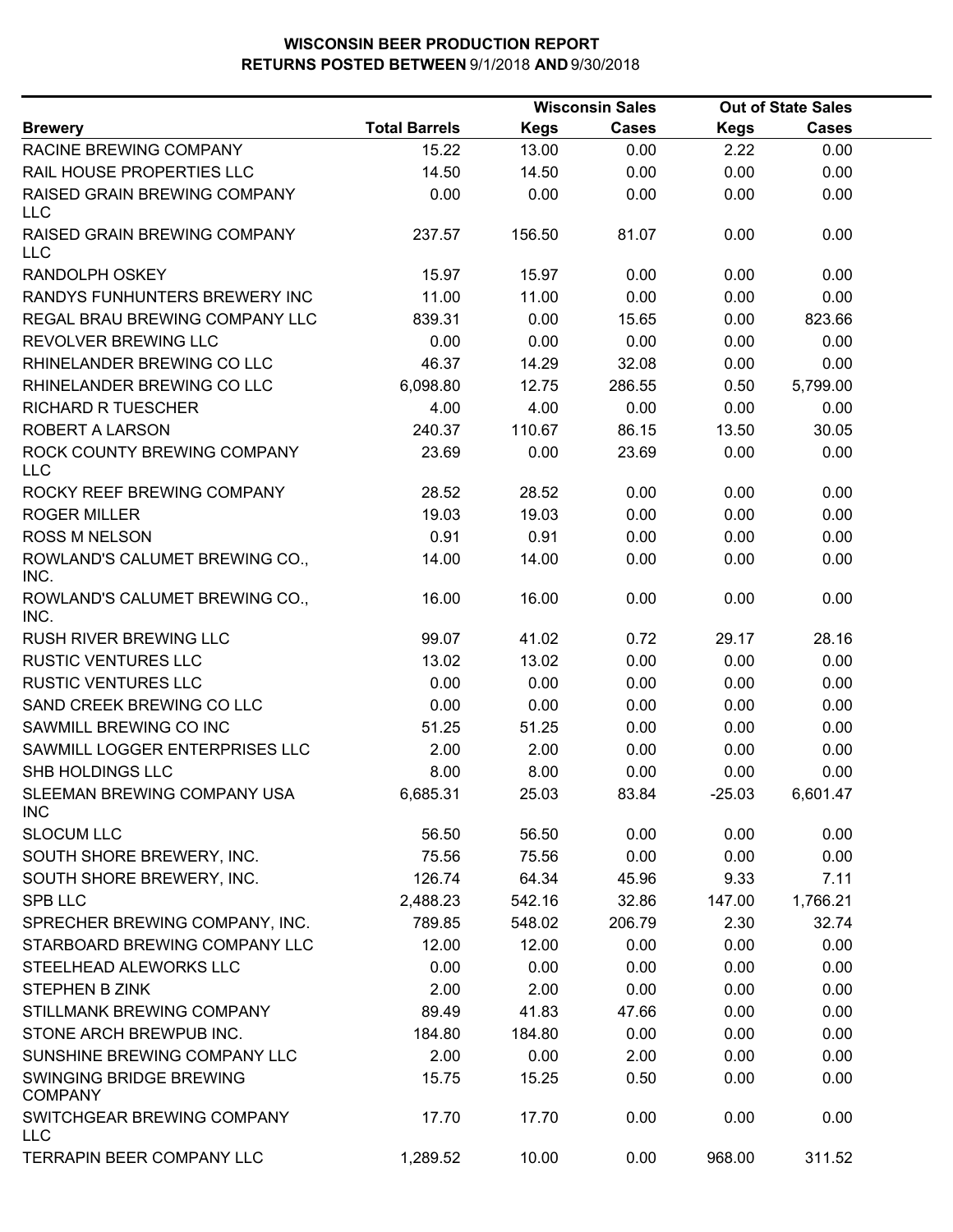# WISCONSIN BEER PRODUCTION REPORT
## RETURNS POSTED BETWEEN 9/1/2018 AND 9/30/2018

| Brewery | Total Barrels | Wisconsin Sales Kegs | Wisconsin Sales Cases | Out of State Sales Kegs | Out of State Sales Cases |
|---|---|---|---|---|---|
| RACINE BREWING COMPANY | 15.22 | 13.00 | 0.00 | 2.22 | 0.00 |
| RAIL HOUSE PROPERTIES LLC | 14.50 | 14.50 | 0.00 | 0.00 | 0.00 |
| RAISED GRAIN BREWING COMPANY LLC | 0.00 | 0.00 | 0.00 | 0.00 | 0.00 |
| RAISED GRAIN BREWING COMPANY LLC | 237.57 | 156.50 | 81.07 | 0.00 | 0.00 |
| RANDOLPH OSKEY | 15.97 | 15.97 | 0.00 | 0.00 | 0.00 |
| RANDYS FUNHUNTERS BREWERY INC | 11.00 | 11.00 | 0.00 | 0.00 | 0.00 |
| REGAL BRAU BREWING COMPANY LLC | 839.31 | 0.00 | 15.65 | 0.00 | 823.66 |
| REVOLVER BREWING LLC | 0.00 | 0.00 | 0.00 | 0.00 | 0.00 |
| RHINELANDER BREWING CO LLC | 46.37 | 14.29 | 32.08 | 0.00 | 0.00 |
| RHINELANDER BREWING CO LLC | 6,098.80 | 12.75 | 286.55 | 0.50 | 5,799.00 |
| RICHARD R TUESCHER | 4.00 | 4.00 | 0.00 | 0.00 | 0.00 |
| ROBERT A LARSON | 240.37 | 110.67 | 86.15 | 13.50 | 30.05 |
| ROCK COUNTY BREWING COMPANY LLC | 23.69 | 0.00 | 23.69 | 0.00 | 0.00 |
| ROCKY REEF BREWING COMPANY | 28.52 | 28.52 | 0.00 | 0.00 | 0.00 |
| ROGER MILLER | 19.03 | 19.03 | 0.00 | 0.00 | 0.00 |
| ROSS M NELSON | 0.91 | 0.91 | 0.00 | 0.00 | 0.00 |
| ROWLAND'S CALUMET BREWING CO., INC. | 14.00 | 14.00 | 0.00 | 0.00 | 0.00 |
| ROWLAND'S CALUMET BREWING CO., INC. | 16.00 | 16.00 | 0.00 | 0.00 | 0.00 |
| RUSH RIVER BREWING LLC | 99.07 | 41.02 | 0.72 | 29.17 | 28.16 |
| RUSTIC VENTURES LLC | 13.02 | 13.02 | 0.00 | 0.00 | 0.00 |
| RUSTIC VENTURES LLC | 0.00 | 0.00 | 0.00 | 0.00 | 0.00 |
| SAND CREEK BREWING CO LLC | 0.00 | 0.00 | 0.00 | 0.00 | 0.00 |
| SAWMILL BREWING CO INC | 51.25 | 51.25 | 0.00 | 0.00 | 0.00 |
| SAWMILL LOGGER ENTERPRISES LLC | 2.00 | 2.00 | 0.00 | 0.00 | 0.00 |
| SHB HOLDINGS LLC | 8.00 | 8.00 | 0.00 | 0.00 | 0.00 |
| SLEEMAN BREWING COMPANY USA INC | 6,685.31 | 25.03 | 83.84 | -25.03 | 6,601.47 |
| SLOCUM LLC | 56.50 | 56.50 | 0.00 | 0.00 | 0.00 |
| SOUTH SHORE BREWERY, INC. | 75.56 | 75.56 | 0.00 | 0.00 | 0.00 |
| SOUTH SHORE BREWERY, INC. | 126.74 | 64.34 | 45.96 | 9.33 | 7.11 |
| SPB LLC | 2,488.23 | 542.16 | 32.86 | 147.00 | 1,766.21 |
| SPRECHER BREWING COMPANY, INC. | 789.85 | 548.02 | 206.79 | 2.30 | 32.74 |
| STARBOARD BREWING COMPANY LLC | 12.00 | 12.00 | 0.00 | 0.00 | 0.00 |
| STEELHEAD ALEWORKS LLC | 0.00 | 0.00 | 0.00 | 0.00 | 0.00 |
| STEPHEN B ZINK | 2.00 | 2.00 | 0.00 | 0.00 | 0.00 |
| STILLMANK BREWING COMPANY | 89.49 | 41.83 | 47.66 | 0.00 | 0.00 |
| STONE ARCH BREWPUB INC. | 184.80 | 184.80 | 0.00 | 0.00 | 0.00 |
| SUNSHINE BREWING COMPANY LLC | 2.00 | 0.00 | 2.00 | 0.00 | 0.00 |
| SWINGING BRIDGE BREWING COMPANY | 15.75 | 15.25 | 0.50 | 0.00 | 0.00 |
| SWITCHGEAR BREWING COMPANY LLC | 17.70 | 17.70 | 0.00 | 0.00 | 0.00 |
| TERRAPIN BEER COMPANY LLC | 1,289.52 | 10.00 | 0.00 | 968.00 | 311.52 |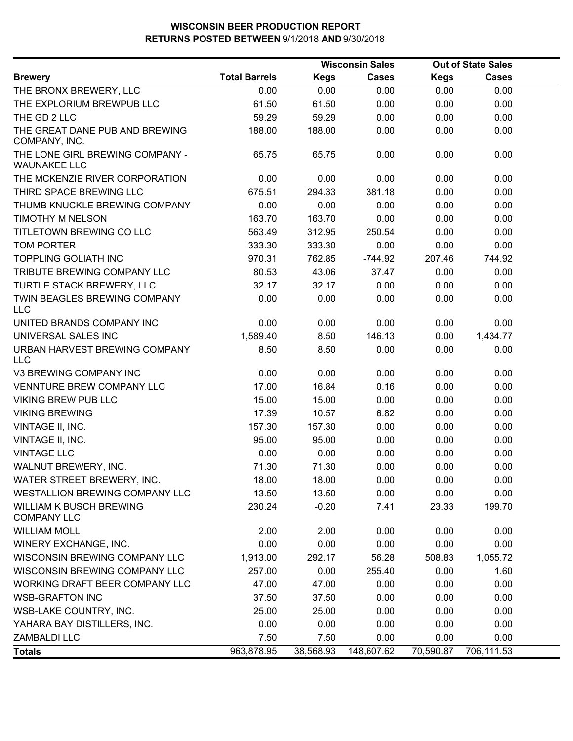**WISCONSIN BEER PRODUCTION REPORT**
**RETURNS POSTED BETWEEN 9/1/2018 AND 9/30/2018**

| | | Wisconsin Sales | | Out of State Sales | |
|---|---|---|---|---|---|
| **Brewery** | **Total Barrels** | **Kegs** | **Cases** | **Kegs** | **Cases** |
| THE BRONX BREWERY, LLC | 0.00 | 0.00 | 0.00 | 0.00 | 0.00 |
| THE EXPLORIUM BREWPUB LLC | 61.50 | 61.50 | 0.00 | 0.00 | 0.00 |
| THE GD 2 LLC | 59.29 | 59.29 | 0.00 | 0.00 | 0.00 |
| THE GREAT DANE PUB AND BREWING COMPANY, INC. | 188.00 | 188.00 | 0.00 | 0.00 | 0.00 |
| THE LONE GIRL BREWING COMPANY - WAUNAKEE LLC | 65.75 | 65.75 | 0.00 | 0.00 | 0.00 |
| THE MCKENZIE RIVER CORPORATION | 0.00 | 0.00 | 0.00 | 0.00 | 0.00 |
| THIRD SPACE BREWING LLC | 675.51 | 294.33 | 381.18 | 0.00 | 0.00 |
| THUMB KNUCKLE BREWING COMPANY | 0.00 | 0.00 | 0.00 | 0.00 | 0.00 |
| TIMOTHY M NELSON | 163.70 | 163.70 | 0.00 | 0.00 | 0.00 |
| TITLETOWN BREWING CO LLC | 563.49 | 312.95 | 250.54 | 0.00 | 0.00 |
| TOM PORTER | 333.30 | 333.30 | 0.00 | 0.00 | 0.00 |
| TOPPLING GOLIATH INC | 970.31 | 762.85 | -744.92 | 207.46 | 744.92 |
| TRIBUTE BREWING COMPANY LLC | 80.53 | 43.06 | 37.47 | 0.00 | 0.00 |
| TURTLE STACK BREWERY, LLC | 32.17 | 32.17 | 0.00 | 0.00 | 0.00 |
| TWIN BEAGLES BREWING COMPANY LLC | 0.00 | 0.00 | 0.00 | 0.00 | 0.00 |
| UNITED BRANDS COMPANY INC | 0.00 | 0.00 | 0.00 | 0.00 | 0.00 |
| UNIVERSAL SALES INC | 1,589.40 | 8.50 | 146.13 | 0.00 | 1,434.77 |
| URBAN HARVEST BREWING COMPANY LLC | 8.50 | 8.50 | 0.00 | 0.00 | 0.00 |
| V3 BREWING COMPANY INC | 0.00 | 0.00 | 0.00 | 0.00 | 0.00 |
| VENNTURE BREW COMPANY LLC | 17.00 | 16.84 | 0.16 | 0.00 | 0.00 |
| VIKING BREW PUB LLC | 15.00 | 15.00 | 0.00 | 0.00 | 0.00 |
| VIKING BREWING | 17.39 | 10.57 | 6.82 | 0.00 | 0.00 |
| VINTAGE II, INC. | 157.30 | 157.30 | 0.00 | 0.00 | 0.00 |
| VINTAGE II, INC. | 95.00 | 95.00 | 0.00 | 0.00 | 0.00 |
| VINTAGE LLC | 0.00 | 0.00 | 0.00 | 0.00 | 0.00 |
| WALNUT BREWERY, INC. | 71.30 | 71.30 | 0.00 | 0.00 | 0.00 |
| WATER STREET BREWERY, INC. | 18.00 | 18.00 | 0.00 | 0.00 | 0.00 |
| WESTALLION BREWING COMPANY LLC | 13.50 | 13.50 | 0.00 | 0.00 | 0.00 |
| WILLIAM K BUSCH BREWING COMPANY LLC | 230.24 | -0.20 | 7.41 | 23.33 | 199.70 |
| WILLIAM MOLL | 2.00 | 2.00 | 0.00 | 0.00 | 0.00 |
| WINERY EXCHANGE, INC. | 0.00 | 0.00 | 0.00 | 0.00 | 0.00 |
| WISCONSIN BREWING COMPANY LLC | 1,913.00 | 292.17 | 56.28 | 508.83 | 1,055.72 |
| WISCONSIN BREWING COMPANY LLC | 257.00 | 0.00 | 255.40 | 0.00 | 1.60 |
| WORKING DRAFT BEER COMPANY LLC | 47.00 | 47.00 | 0.00 | 0.00 | 0.00 |
| WSB-GRAFTON INC | 37.50 | 37.50 | 0.00 | 0.00 | 0.00 |
| WSB-LAKE COUNTRY, INC. | 25.00 | 25.00 | 0.00 | 0.00 | 0.00 |
| YAHARA BAY DISTILLERS, INC. | 0.00 | 0.00 | 0.00 | 0.00 | 0.00 |
| ZAMBALDI LLC | 7.50 | 7.50 | 0.00 | 0.00 | 0.00 |
| **Totals** | 963,878.95 | 38,568.93 | 148,607.62 | 70,590.87 | 706,111.53 |